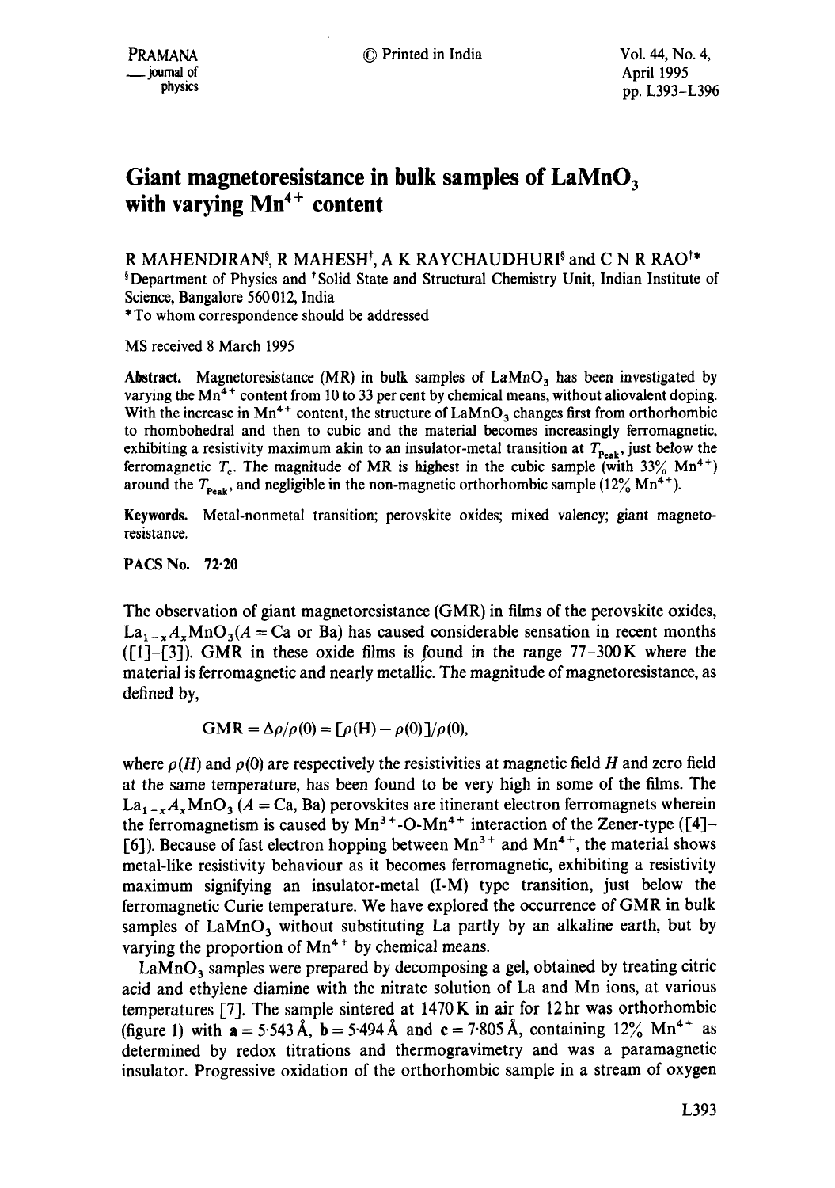# Giant magnetoresistance in bulk samples of $LaMnO_3$ with varying $Mn^{4+}$ content

R MAHENDIRAN[§], R MAHESH[†], A K RAYCHAUDHURI[§] and C N R RAO[†*]

[§]Department of Physics and [†]Solid State and Structural Chemistry Unit, Indian Institute of Science, Bangalore 560012, India

*To whom correspondence should be addressed

MS received 8 March 1995

**Abstract.** Magnetoresistance (MR) in bulk samples of $LaMnO_3$ has been investigated by varying the $Mn^{4+}$ content from 10 to 33 per cent by chemical means, without aliovalent doping. With the increase in $Mn^{4+}$ content, the structure of $LaMnO_3$ changes first from orthorhombic to rhombohedral and then to cubic and the material becomes increasingly ferromagnetic, exhibiting a resistivity maximum akin to an insulator-metal transition at $T_{Peak}$, just below the ferromagnetic $T_c$. The magnitude of MR is highest in the cubic sample (with 33% $Mn^{4+}$) around the $T_{Peak}$, and negligible in the non-magnetic orthorhombic sample (12% $Mn^{4+}$).

**Keywords.** Metal-nonmetal transition; perovskite oxides; mixed valency; giant magnetoresistance.

**PACS No.** 72·20

The observation of giant magnetoresistance (GMR) in films of the perovskite oxides, $La_{1-x}A_xMnO_3$ ($A$ = Ca or Ba) has caused considerable sensation in recent months ([1]–[3]). GMR in these oxide films is found in the range 77–300 K where the material is ferromagnetic and nearly metallic. The magnitude of magnetoresistance, as defined by,

$$\mathrm{GMR} = \Delta\rho/\rho(0) = [\rho(H) - \rho(0)]/\rho(0),$$

where $\rho(H)$ and $\rho(0)$ are respectively the resistivities at magnetic field $H$ and zero field at the same temperature, has been found to be very high in some of the films. The $La_{1-x}A_xMnO_3$ ($A$ = Ca, Ba) perovskites are itinerant electron ferromagnets wherein the ferromagnetism is caused by $Mn^{3+}$-O-$Mn^{4+}$ interaction of the Zener-type ([4]–[6]). Because of fast electron hopping between $Mn^{3+}$ and $Mn^{4+}$, the material shows metal-like resistivity behaviour as it becomes ferromagnetic, exhibiting a resistivity maximum signifying an insulator-metal (I-M) type transition, just below the ferromagnetic Curie temperature. We have explored the occurrence of GMR in bulk samples of $LaMnO_3$ without substituting La partly by an alkaline earth, but by varying the proportion of $Mn^{4+}$ by chemical means.

$LaMnO_3$ samples were prepared by decomposing a gel, obtained by treating citric acid and ethylene diamine with the nitrate solution of La and Mn ions, at various temperatures [7]. The sample sintered at 1470 K in air for 12 hr was orthorhombic (figure 1) with $\mathbf{a} = 5{\cdot}543$ Å, $\mathbf{b} = 5{\cdot}494$ Å and $\mathbf{c} = 7{\cdot}805$ Å, containing 12% $Mn^{4+}$ as determined by redox titrations and thermogravimetry and was a paramagnetic insulator. Progressive oxidation of the orthorhombic sample in a stream of oxygen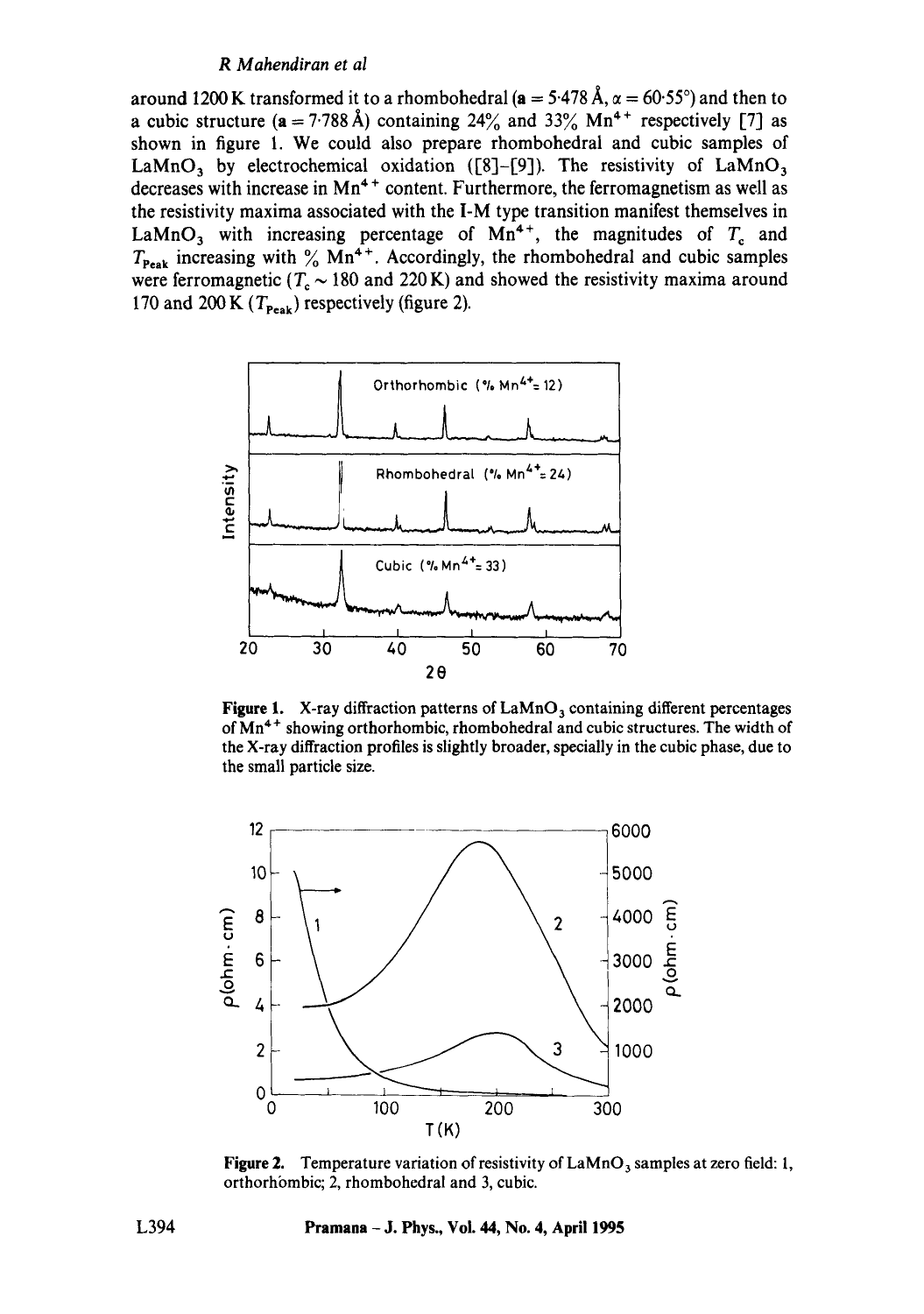around 1200 K transformed it to a rhombohedral ($\mathbf{a} = 5{\cdot}478$ Å, $\alpha = 60{\cdot}55°$) and then to a cubic structure ($\mathbf{a} = 7{\cdot}788$ Å) containing 24% and 33% $Mn^{4+}$ respectively [7] as shown in figure 1. We could also prepare rhombohedral and cubic samples of $LaMnO_3$ by electrochemical oxidation ([8]–[9]). The resistivity of $LaMnO_3$ decreases with increase in $Mn^{4+}$ content. Furthermore, the ferromagnetism as well as the resistivity maxima associated with the I-M type transition manifest themselves in $LaMnO_3$ with increasing percentage of $Mn^{4+}$, the magnitudes of $T_c$ and $T_{Peak}$ increasing with % $Mn^{4+}$. Accordingly, the rhombohedral and cubic samples were ferromagnetic ($T_c \sim 180$ and 220 K) and showed the resistivity maxima around 170 and 200 K ($T_{Peak}$) respectively (figure 2).

**Figure 1.** X-ray diffraction patterns of $LaMnO_3$ containing different percentages of $Mn^{4+}$ showing orthorhombic, rhombohedral and cubic structures. The width of the X-ray diffraction profiles is slightly broader, specially in the cubic phase, due to the small particle size.

**Figure 2.** Temperature variation of resistivity of $LaMnO_3$ samples at zero field: 1, orthorhombic; 2, rhombohedral and 3, cubic.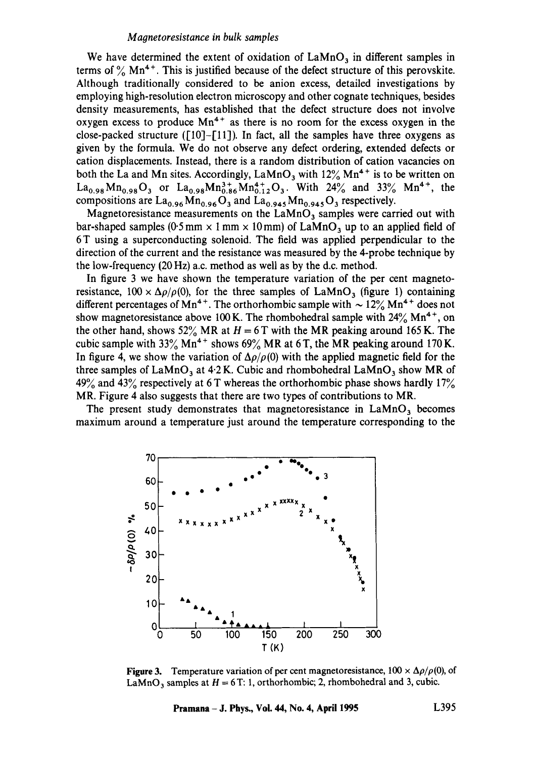We have determined the extent of oxidation of $LaMnO_3$ in different samples in terms of % $Mn^{4+}$. This is justified because of the defect structure of this perovskite. Although traditionally considered to be anion excess, detailed investigations by employing high-resolution electron microscopy and other cognate techniques, besides density measurements, has established that the defect structure does not involve oxygen excess to produce $Mn^{4+}$ as there is no room for the excess oxygen in the close-packed structure ([10]–[11]). In fact, all the samples have three oxygens as given by the formula. We do not observe any defect ordering, extended defects or cation displacements. Instead, there is a random distribution of cation vacancies on both the La and Mn sites. Accordingly, $LaMnO_3$ with 12% $Mn^{4+}$ is to be written on $La_{0.98}Mn_{0.98}O_3$ or $La_{0.98}Mn^{3+}_{0.86}Mn^{4+}_{0.12}O_3$. With 24% and 33% $Mn^{4+}$, the compositions are $La_{0.96}Mn_{0.96}O_3$ and $La_{0.945}Mn_{0.945}O_3$ respectively.

Magnetoresistance measurements on the $LaMnO_3$ samples were carried out with bar-shaped samples (0·5 mm × 1 mm × 10 mm) of $LaMnO_3$ up to an applied field of 6 T using a superconducting solenoid. The field was applied perpendicular to the direction of the current and the resistance was measured by the 4-probe technique by the low-frequency (20 Hz) a.c. method as well as by the d.c. method.

In figure 3 we have shown the temperature variation of the per cent magnetoresistance, $100 \times \Delta\rho/\rho(0)$, for the three samples of $LaMnO_3$ (figure 1) containing different percentages of $Mn^{4+}$. The orthorhombic sample with ~ 12% $Mn^{4+}$ does not show magnetoresistance above 100 K. The rhombohedral sample with 24% $Mn^{4+}$, on the other hand, shows 52% MR at $H = 6$ T with the MR peaking around 165 K. The cubic sample with 33% $Mn^{4+}$ shows 69% MR at 6 T, the MR peaking around 170 K. In figure 4, we show the variation of $\Delta\rho/\rho(0)$ with the applied magnetic field for the three samples of $LaMnO_3$ at 4·2 K. Cubic and rhombohedral $LaMnO_3$ show MR of 49% and 43% respectively at 6 T whereas the orthorhombic phase shows hardly 17% MR. Figure 4 also suggests that there are two types of contributions to MR.

The present study demonstrates that magnetoresistance in $LaMnO_3$ becomes maximum around a temperature just around the temperature corresponding to the

**Figure 3.** Temperature variation of per cent magnetoresistance, $100 \times \Delta\rho/\rho(0)$, of $LaMnO_3$ samples at $H = 6$ T: 1, orthorhombic; 2, rhombohedral and 3, cubic.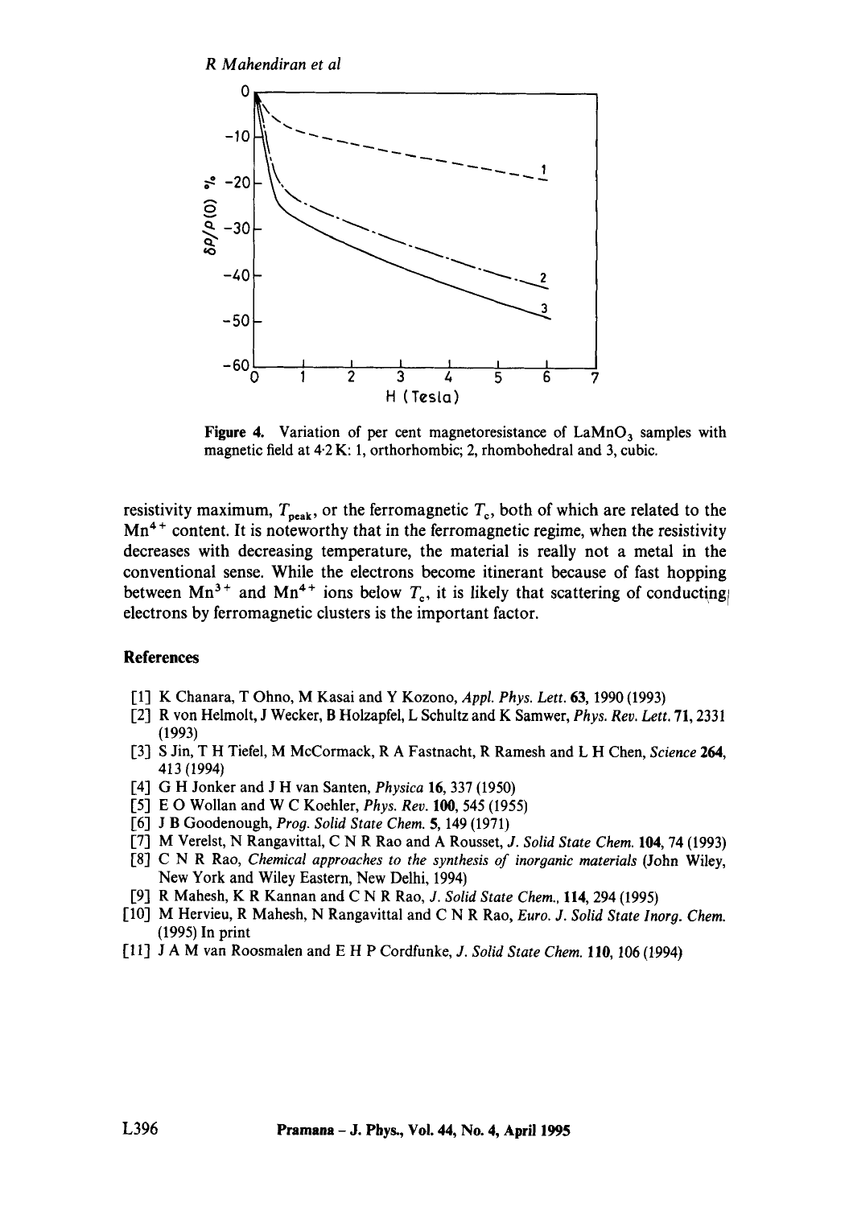0

-10

-20

-30

-40

-50

-60

$\delta\rho/\rho(0)$ %

0 1 2 3 4 5 6 7

H (Tesla)

1

2

3

**Figure 4.** Variation of per cent magnetoresistance of $LaMnO_3$ samples with magnetic field at 4·2 K: 1, orthorhombic; 2, rhombohedral and 3, cubic.

resistivity maximum, $T_{peak}$, or the ferromagnetic $T_c$, both of which are related to the $Mn^{4+}$ content. It is noteworthy that in the ferromagnetic regime, when the resistivity decreases with decreasing temperature, the material is really not a metal in the conventional sense. While the electrons become itinerant because of fast hopping between $Mn^{3+}$ and $Mn^{4+}$ ions below $T_c$, it is likely that scattering of conducting electrons by ferromagnetic clusters is the important factor.

## References

[1] K Chanara, T Ohno, M Kasai and Y Kozono, *Appl. Phys. Lett.* **63**, 1990 (1993)

[2] R von Helmolt, J Wecker, B Holzapfel, L Schultz and K Samwer, *Phys. Rev. Lett.* **71**, 2331 (1993)

[3] S Jin, T H Tiefel, M McCormack, R A Fastnacht, R Ramesh and L H Chen, *Science* **264**, 413 (1994)

[4] G H Jonker and J H van Santen, *Physica* **16**, 337 (1950)

[5] E O Wollan and W C Koehler, *Phys. Rev.* **100**, 545 (1955)

[6] J B Goodenough, *Prog. Solid State Chem.* **5**, 149 (1971)

[7] M Verelst, N Rangavittal, C N R Rao and A Rousset, *J. Solid State Chem.* **104**, 74 (1993)

[8] C N R Rao, *Chemical approaches to the synthesis of inorganic materials* (John Wiley, New York and Wiley Eastern, New Delhi, 1994)

[9] R Mahesh, K R Kannan and C N R Rao, *J. Solid State Chem.*, **114**, 294 (1995)

[10] M Hervieu, R Mahesh, N Rangavittal and C N R Rao, *Euro. J. Solid State Inorg. Chem.* (1995) In print

[11] J A M van Roosmalen and E H P Cordfunke, *J. Solid State Chem.* **110**, 106 (1994)